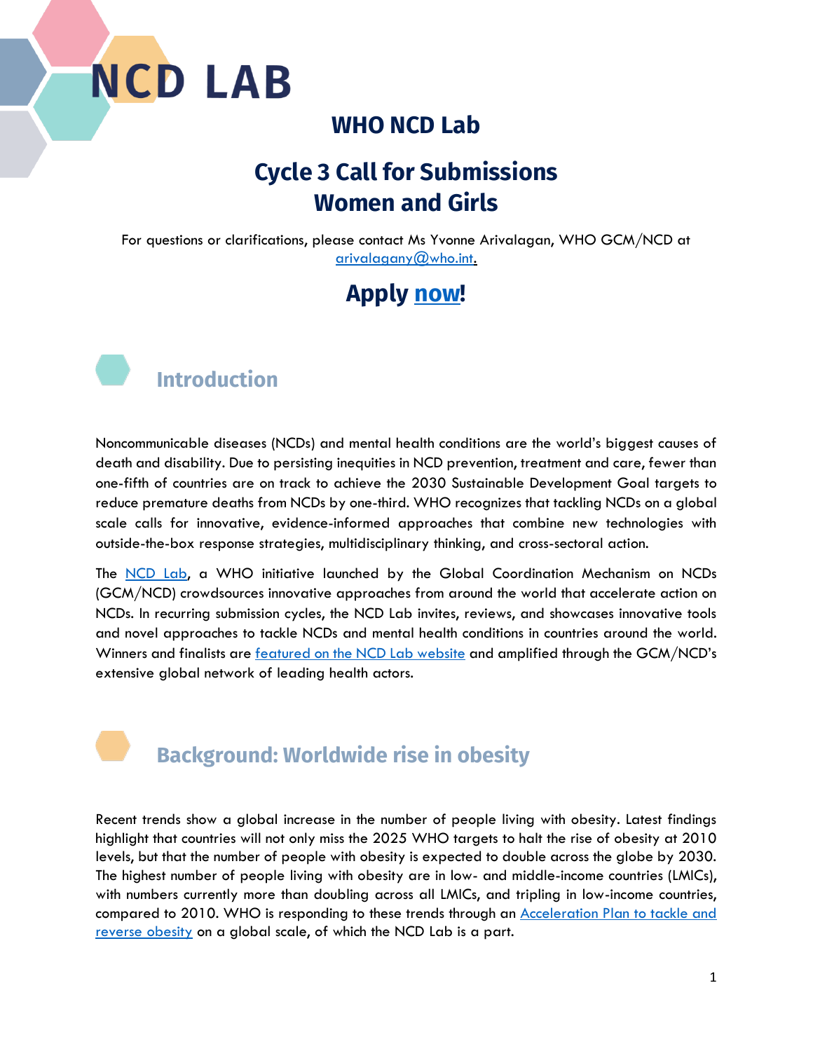# NCD LAB

## WHO NCD Lab

## Cycle 3 Call for Submissions
## Women and Girls

For questions or clarifications, please contact Ms Yvonne Arivalagan, WHO GCM/NCD at arivalagany@who.int.

## Apply now!

## Introduction

Noncommunicable diseases (NCDs) and mental health conditions are the world's biggest causes of death and disability. Due to persisting inequities in NCD prevention, treatment and care, fewer than one-fifth of countries are on track to achieve the 2030 Sustainable Development Goal targets to reduce premature deaths from NCDs by one-third. WHO recognizes that tackling NCDs on a global scale calls for innovative, evidence-informed approaches that combine new technologies with outside-the-box response strategies, multidisciplinary thinking, and cross-sectoral action.

The NCD Lab, a WHO initiative launched by the Global Coordination Mechanism on NCDs (GCM/NCD) crowdsources innovative approaches from around the world that accelerate action on NCDs. In recurring submission cycles, the NCD Lab invites, reviews, and showcases innovative tools and novel approaches to tackle NCDs and mental health conditions in countries around the world. Winners and finalists are featured on the NCD Lab website and amplified through the GCM/NCD's extensive global network of leading health actors.

## Background: Worldwide rise in obesity

Recent trends show a global increase in the number of people living with obesity. Latest findings highlight that countries will not only miss the 2025 WHO targets to halt the rise of obesity at 2010 levels, but that the number of people with obesity is expected to double across the globe by 2030. The highest number of people living with obesity are in low- and middle-income countries (LMICs), with numbers currently more than doubling across all LMICs, and tripling in low-income countries, compared to 2010. WHO is responding to these trends through an Acceleration Plan to tackle and reverse obesity on a global scale, of which the NCD Lab is a part.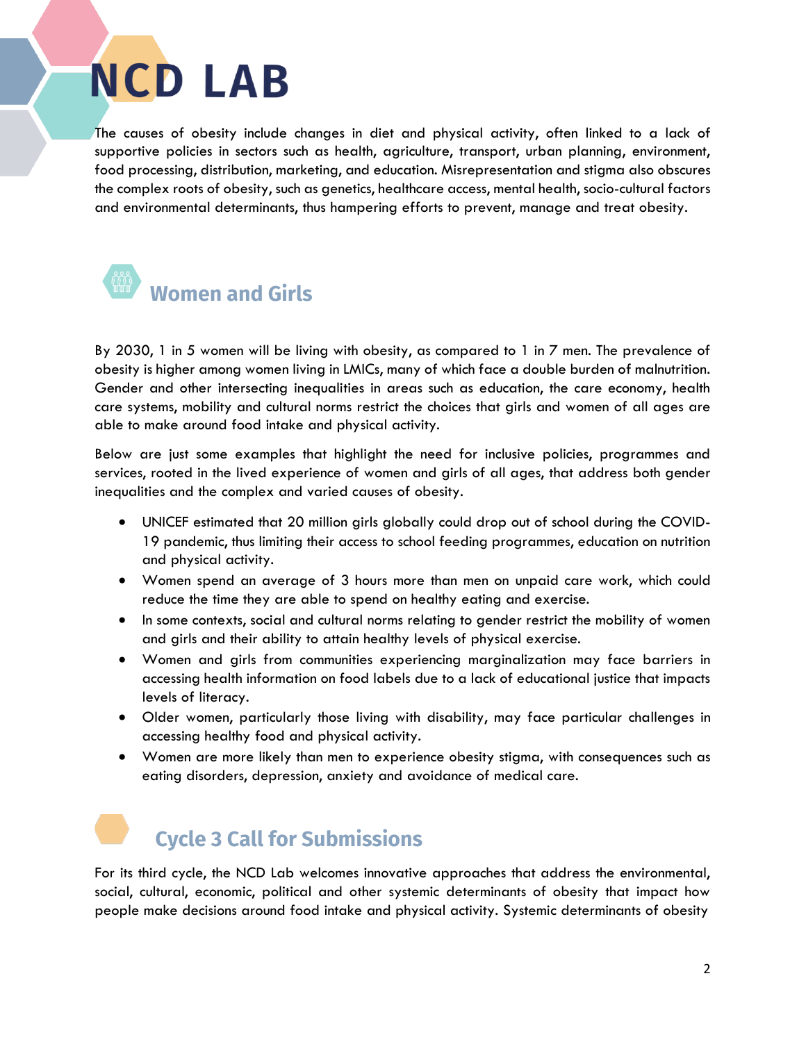The causes of obesity include changes in diet and physical activity, often linked to a lack of supportive policies in sectors such as health, agriculture, transport, urban planning, environment, food processing, distribution, marketing, and education. Misrepresentation and stigma also obscures the complex roots of obesity, such as genetics, healthcare access, mental health, socio-cultural factors and environmental determinants, thus hampering efforts to prevent, manage and treat obesity.

## Women and Girls

By 2030, 1 in 5 women will be living with obesity, as compared to 1 in 7 men. The prevalence of obesity is higher among women living in LMICs, many of which face a double burden of malnutrition. Gender and other intersecting inequalities in areas such as education, the care economy, health care systems, mobility and cultural norms restrict the choices that girls and women of all ages are able to make around food intake and physical activity.

Below are just some examples that highlight the need for inclusive policies, programmes and services, rooted in the lived experience of women and girls of all ages, that address both gender inequalities and the complex and varied causes of obesity.

- UNICEF estimated that 20 million girls globally could drop out of school during the COVID-19 pandemic, thus limiting their access to school feeding programmes, education on nutrition and physical activity.
- Women spend an average of 3 hours more than men on unpaid care work, which could reduce the time they are able to spend on healthy eating and exercise.
- In some contexts, social and cultural norms relating to gender restrict the mobility of women and girls and their ability to attain healthy levels of physical exercise.
- Women and girls from communities experiencing marginalization may face barriers in accessing health information on food labels due to a lack of educational justice that impacts levels of literacy.
- Older women, particularly those living with disability, may face particular challenges in accessing healthy food and physical activity.
- Women are more likely than men to experience obesity stigma, with consequences such as eating disorders, depression, anxiety and avoidance of medical care.

## Cycle 3 Call for Submissions

For its third cycle, the NCD Lab welcomes innovative approaches that address the environmental, social, cultural, economic, political and other systemic determinants of obesity that impact how people make decisions around food intake and physical activity. Systemic determinants of obesity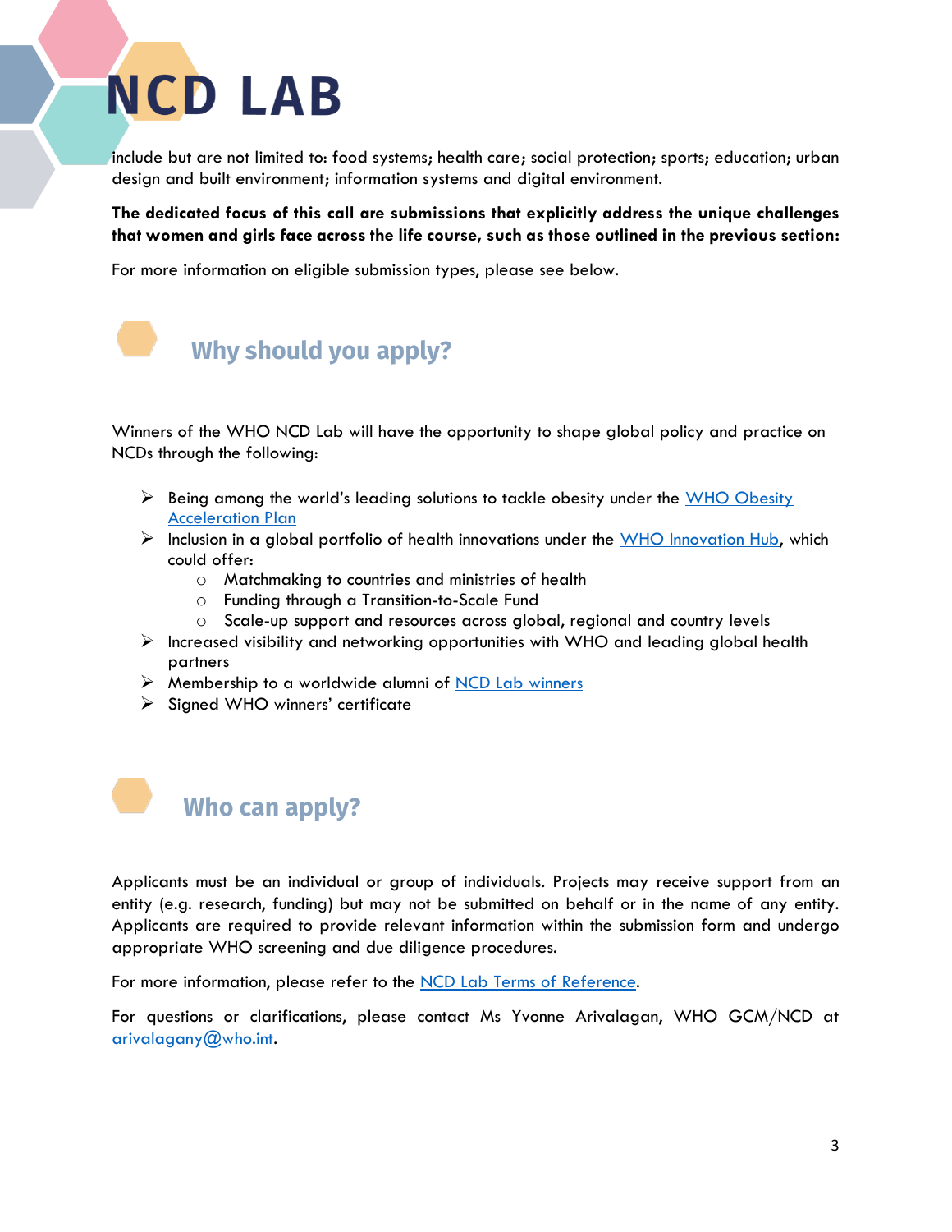include but are not limited to: food systems; health care; social protection; sports; education; urban design and built environment; information systems and digital environment.

**The dedicated focus of this call are submissions that explicitly address the unique challenges that women and girls face across the life course, such as those outlined in the previous section:**

For more information on eligible submission types, please see below.

## Why should you apply?

Winners of the WHO NCD Lab will have the opportunity to shape global policy and practice on NCDs through the following:

- Being among the world's leading solutions to tackle obesity under the WHO Obesity Acceleration Plan
- Inclusion in a global portfolio of health innovations under the WHO Innovation Hub, which could offer:
  - Matchmaking to countries and ministries of health
  - Funding through a Transition-to-Scale Fund
  - Scale-up support and resources across global, regional and country levels
- Increased visibility and networking opportunities with WHO and leading global health partners
- Membership to a worldwide alumni of NCD Lab winners
- Signed WHO winners' certificate

## Who can apply?

Applicants must be an individual or group of individuals. Projects may receive support from an entity (e.g. research, funding) but may not be submitted on behalf or in the name of any entity. Applicants are required to provide relevant information within the submission form and undergo appropriate WHO screening and due diligence procedures.

For more information, please refer to the NCD Lab Terms of Reference.

For questions or clarifications, please contact Ms Yvonne Arivalagan, WHO GCM/NCD at arivalagany@who.int.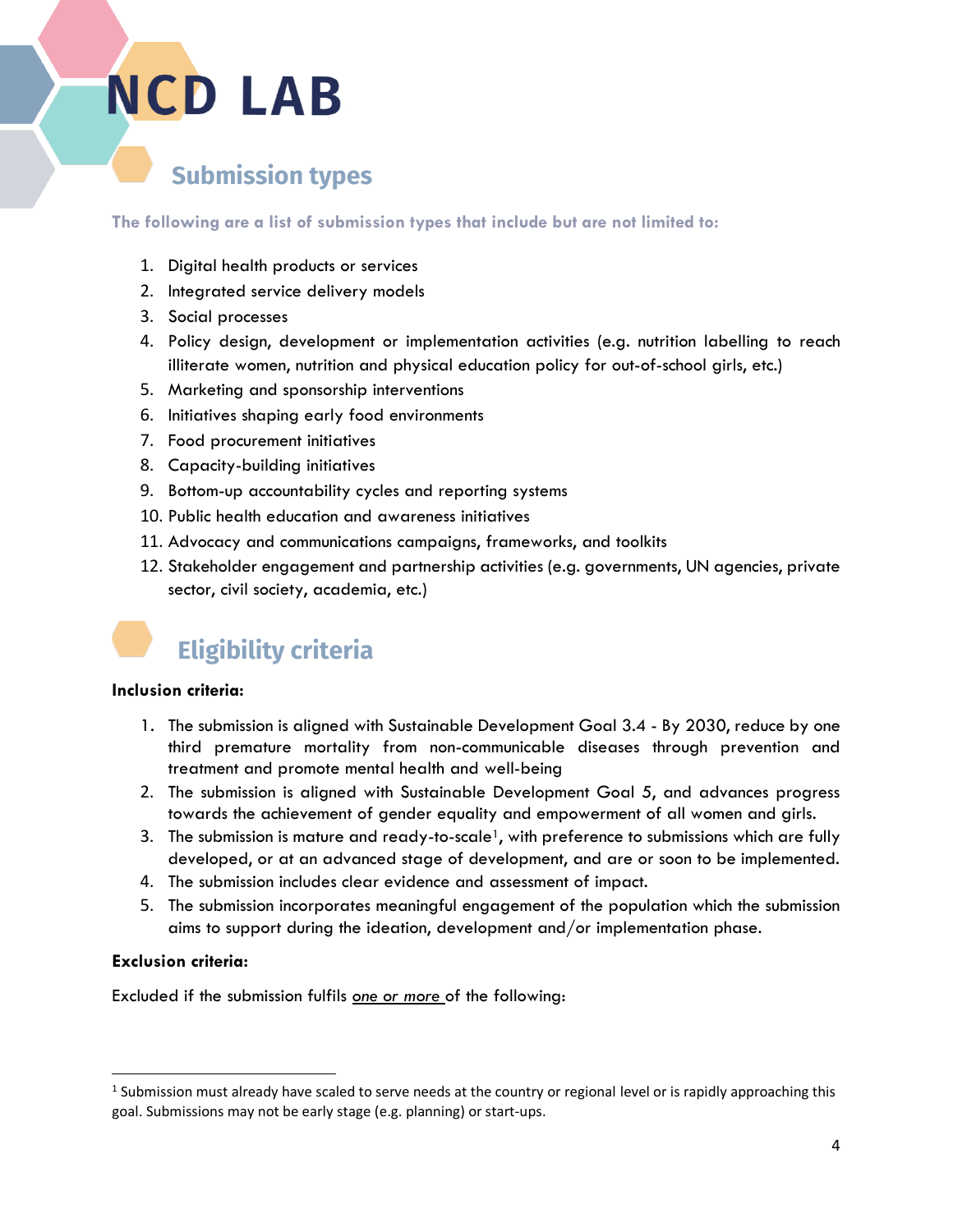# NCD LAB

## Submission types

**The following are a list of submission types that include but are not limited to:**

1. Digital health products or services
2. Integrated service delivery models
3. Social processes
4. Policy design, development or implementation activities (e.g. nutrition labelling to reach illiterate women, nutrition and physical education policy for out-of-school girls, etc.)
5. Marketing and sponsorship interventions
6. Initiatives shaping early food environments
7. Food procurement initiatives
8. Capacity-building initiatives
9. Bottom-up accountability cycles and reporting systems
10. Public health education and awareness initiatives
11. Advocacy and communications campaigns, frameworks, and toolkits
12. Stakeholder engagement and partnership activities (e.g. governments, UN agencies, private sector, civil society, academia, etc.)

## Eligibility criteria

**Inclusion criteria:**

1. The submission is aligned with Sustainable Development Goal 3.4 - By 2030, reduce by one third premature mortality from non-communicable diseases through prevention and treatment and promote mental health and well-being
2. The submission is aligned with Sustainable Development Goal 5, and advances progress towards the achievement of gender equality and empowerment of all women and girls.
3. The submission is mature and ready-to-scale[1], with preference to submissions which are fully developed, or at an advanced stage of development, and are or soon to be implemented.
4. The submission includes clear evidence and assessment of impact.
5. The submission incorporates meaningful engagement of the population which the submission aims to support during the ideation, development and/or implementation phase.

**Exclusion criteria:**

Excluded if the submission fulfils *one or more* of the following:

---

[1] Submission must already have scaled to serve needs at the country or regional level or is rapidly approaching this goal. Submissions may not be early stage (e.g. planning) or start-ups.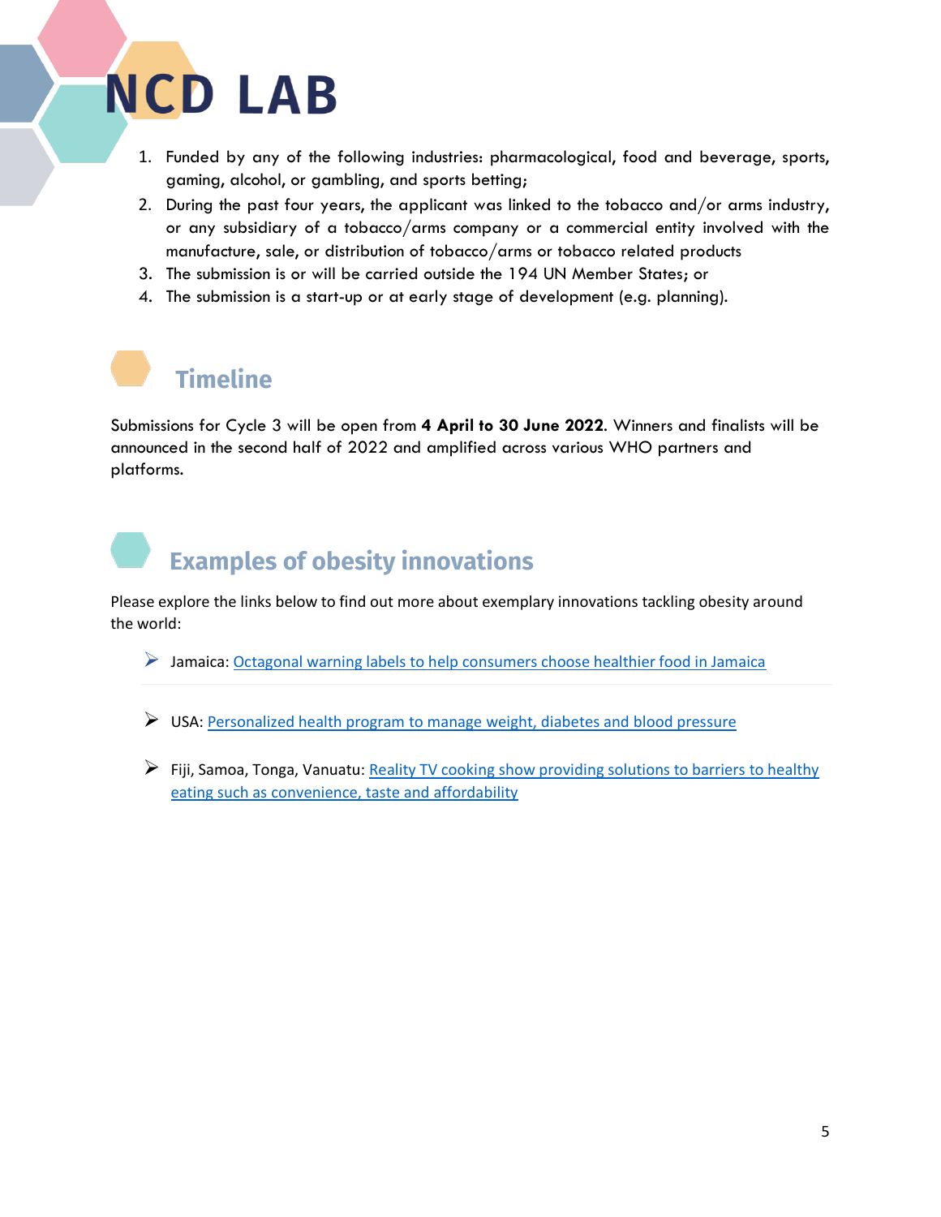1. Funded by any of the following industries: pharmacological, food and beverage, sports, gaming, alcohol, or gambling, and sports betting;
2. During the past four years, the applicant was linked to the tobacco and/or arms industry, or any subsidiary of a tobacco/arms company or a commercial entity involved with the manufacture, sale, or distribution of tobacco/arms or tobacco related products
3. The submission is or will be carried outside the 194 UN Member States; or
4. The submission is a start-up or at early stage of development (e.g. planning).

## Timeline

Submissions for Cycle 3 will be open from **4 April to 30 June 2022**. Winners and finalists will be announced in the second half of 2022 and amplified across various WHO partners and platforms.

## Examples of obesity innovations

Please explore the links below to find out more about exemplary innovations tackling obesity around the world:

- Jamaica: Octagonal warning labels to help consumers choose healthier food in Jamaica

---

- USA: Personalized health program to manage weight, diabetes and blood pressure
- Fiji, Samoa, Tonga, Vanuatu: Reality TV cooking show providing solutions to barriers to healthy eating such as convenience, taste and affordability